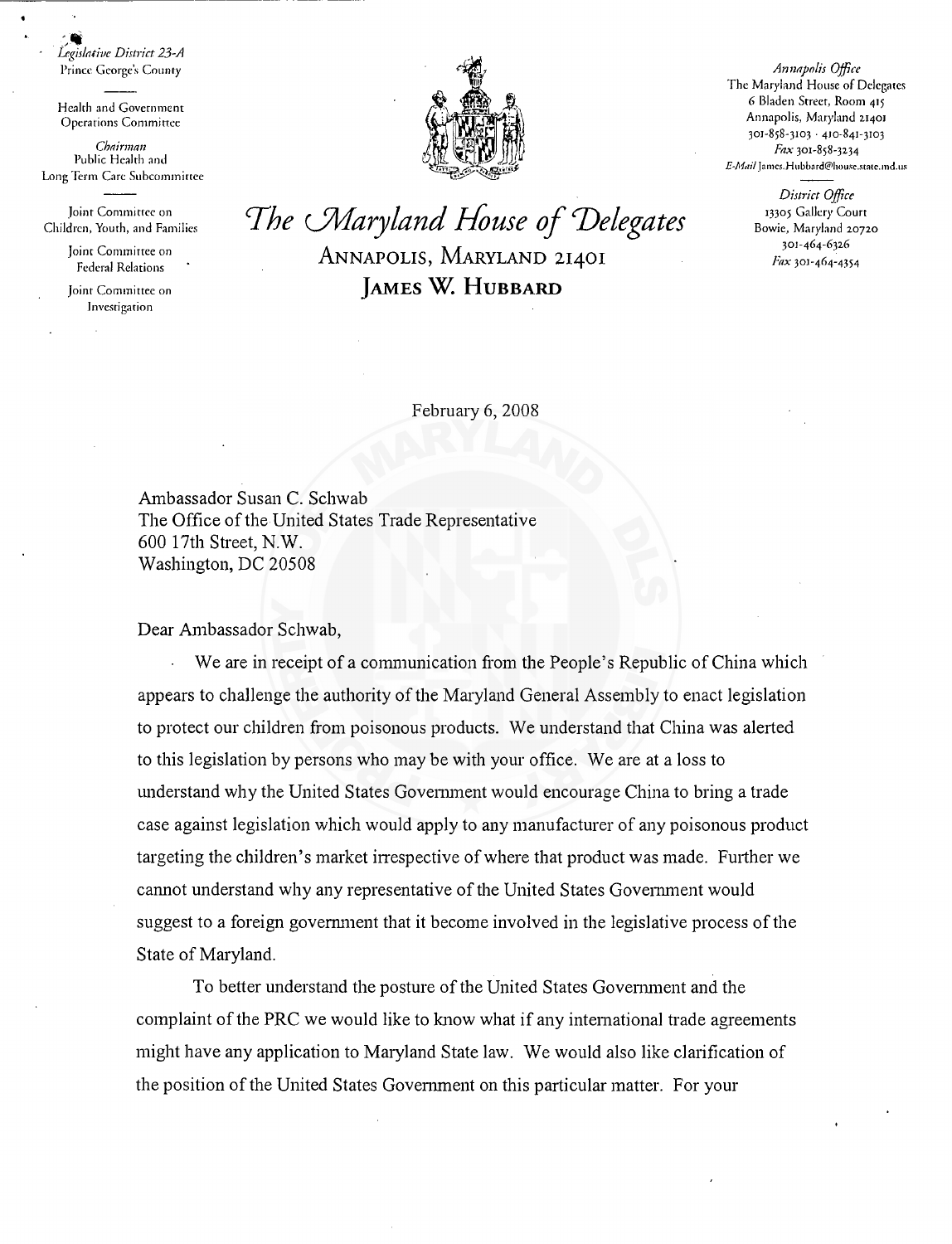*Legislative District 23-A*
Prince George's County

Health and Government Operations Committee

*Chairman*
Public Health and Long Term Care Subcommittee

Joint Committee on Children, Youth, and Families

Joint Committee on Federal Relations

Joint Committee on Investigation

# *The Maryland House of Delegates*

ANNAPOLIS, MARYLAND 21401

**JAMES W. HUBBARD**

*Annapolis Office*
The Maryland House of Delegates
6 Bladen Street, Room 415
Annapolis, Maryland 21401
301-858-3103 · 410-841-3103
*Fax* 301-858-3234
*E-Mail* James.Hubbard@house.state.md.us

*District Office*
13305 Gallery Court
Bowie, Maryland 20720
301-464-6326
*Fax* 301-464-4354

February 6, 2008

Ambassador Susan C. Schwab
The Office of the United States Trade Representative
600 17th Street, N.W.
Washington, DC 20508

Dear Ambassador Schwab,

We are in receipt of a communication from the People's Republic of China which appears to challenge the authority of the Maryland General Assembly to enact legislation to protect our children from poisonous products. We understand that China was alerted to this legislation by persons who may be with your office. We are at a loss to understand why the United States Government would encourage China to bring a trade case against legislation which would apply to any manufacturer of any poisonous product targeting the children's market irrespective of where that product was made. Further we cannot understand why any representative of the United States Government would suggest to a foreign government that it become involved in the legislative process of the State of Maryland.

To better understand the posture of the United States Government and the complaint of the PRC we would like to know what if any international trade agreements might have any application to Maryland State law. We would also like clarification of the position of the United States Government on this particular matter. For your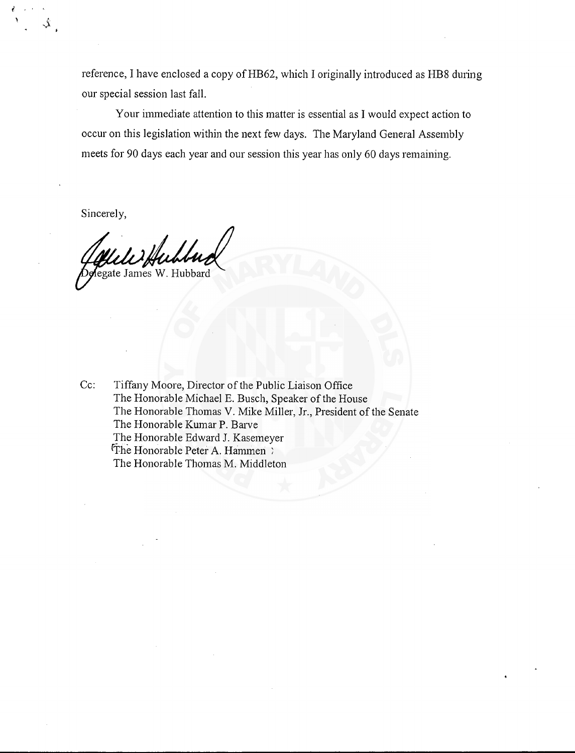reference, I have enclosed a copy of HB62, which I originally introduced as HB8 during our special session last fall.

Your immediate attention to this matter is essential as I would expect action to occur on this legislation within the next few days. The Maryland General Assembly meets for 90 days each year and our session this year has only 60 days remaining.

Sincerely,

Delegate James W. Hubbard

Cc: Tiffany Moore, Director of the Public Liaison Office
The Honorable Michael E. Busch, Speaker of the House
The Honorable Thomas V. Mike Miller, Jr., President of the Senate
The Honorable Kumar P. Barve
The Honorable Edward J. Kasemeyer
The Honorable Peter A. Hammen
The Honorable Thomas M. Middleton